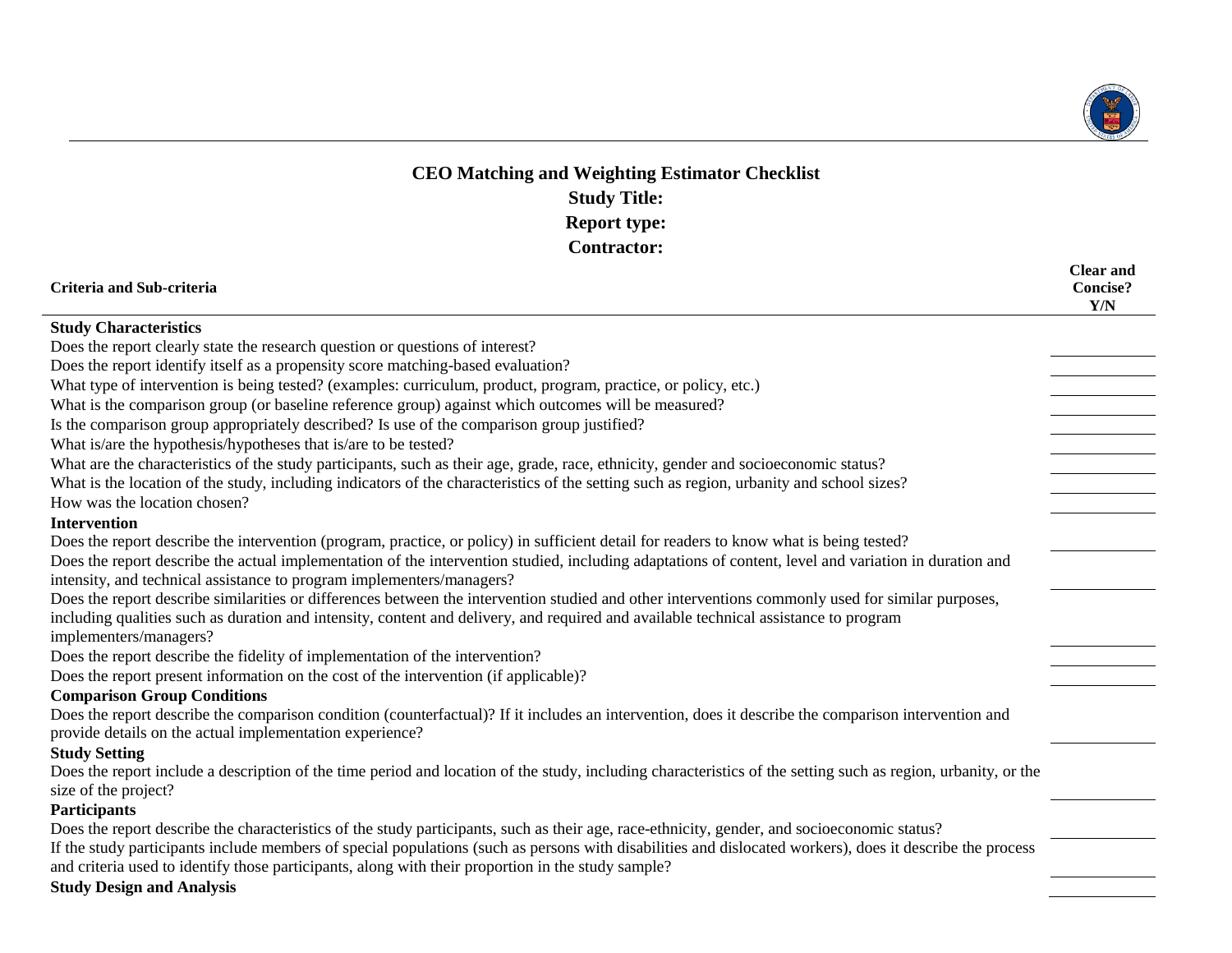# CEO Matching and Weighting Estimator Checklist

**Study Title:**

**Report type:**

**Contractor:**

| Criteria and Sub-criteria | Clear and Concise? Y/N |
|---|---|
| **Study Characteristics** | |
| Does the report clearly state the research question or questions of interest? | |
| Does the report identify itself as a propensity score matching-based evaluation? | |
| What type of intervention is being tested? (examples: curriculum, product, program, practice, or policy, etc.) | |
| What is the comparison group (or baseline reference group) against which outcomes will be measured? | |
| Is the comparison group appropriately described? Is use of the comparison group justified? | |
| What is/are the hypothesis/hypotheses that is/are to be tested? | |
| What are the characteristics of the study participants, such as their age, grade, race, ethnicity, gender and socioeconomic status? | |
| What is the location of the study, including indicators of the characteristics of the setting such as region, urbanity and school sizes? | |
| How was the location chosen? | |
| **Intervention** | |
| Does the report describe the intervention (program, practice, or policy) in sufficient detail for readers to know what is being tested? | |
| Does the report describe the actual implementation of the intervention studied, including adaptations of content, level and variation in duration and intensity, and technical assistance to program implementers/managers? | |
| Does the report describe similarities or differences between the intervention studied and other interventions commonly used for similar purposes, including qualities such as duration and intensity, content and delivery, and required and available technical assistance to program implementers/managers? | |
| Does the report describe the fidelity of implementation of the intervention? | |
| Does the report present information on the cost of the intervention (if applicable)? | |
| **Comparison Group Conditions** | |
| Does the report describe the comparison condition (counterfactual)? If it includes an intervention, does it describe the comparison intervention and provide details on the actual implementation experience? | |
| **Study Setting** | |
| Does the report include a description of the time period and location of the study, including characteristics of the setting such as region, urbanity, or the size of the project? | |
| **Participants** | |
| Does the report describe the characteristics of the study participants, such as their age, race-ethnicity, gender, and socioeconomic status? | |
| If the study participants include members of special populations (such as persons with disabilities and dislocated workers), does it describe the process and criteria used to identify those participants, along with their proportion in the study sample? | |
| **Study Design and Analysis** | |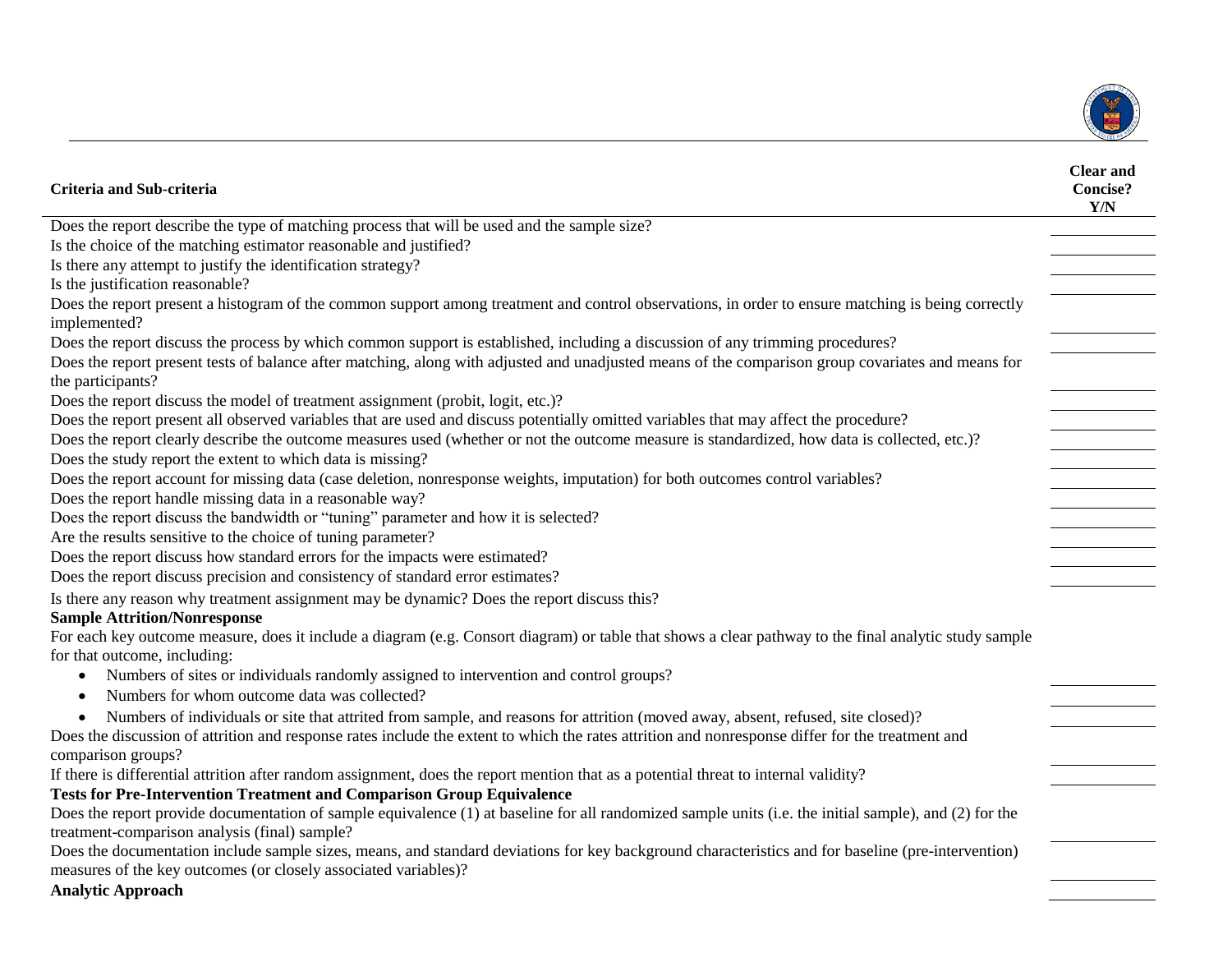| Criteria and Sub-criteria | Clear and Concise? Y/N |
|---|---|
| Does the report describe the type of matching process that will be used and the sample size? | |
| Is the choice of the matching estimator reasonable and justified? | |
| Is there any attempt to justify the identification strategy? | |
| Is the justification reasonable? | |
| Does the report present a histogram of the common support among treatment and control observations, in order to ensure matching is being correctly implemented? | |
| Does the report discuss the process by which common support is established, including a discussion of any trimming procedures? | |
| Does the report present tests of balance after matching, along with adjusted and unadjusted means of the comparison group covariates and means for the participants? | |
| Does the report discuss the model of treatment assignment (probit, logit, etc.)? | |
| Does the report present all observed variables that are used and discuss potentially omitted variables that may affect the procedure? | |
| Does the report clearly describe the outcome measures used (whether or not the outcome measure is standardized, how data is collected, etc.)? | |
| Does the study report the extent to which data is missing? | |
| Does the report account for missing data (case deletion, nonresponse weights, imputation) for both outcomes control variables? | |
| Does the report handle missing data in a reasonable way? | |
| Does the report discuss the bandwidth or "tuning" parameter and how it is selected? | |
| Are the results sensitive to the choice of tuning parameter? | |
| Does the report discuss how standard errors for the impacts were estimated? | |
| Does the report discuss precision and consistency of standard error estimates? | |
| Is there any reason why treatment assignment may be dynamic? Does the report discuss this? | |
| **Sample Attrition/Nonresponse** | |
| For each key outcome measure, does it include a diagram (e.g. Consort diagram) or table that shows a clear pathway to the final analytic study sample for that outcome, including: | |
| • Numbers of sites or individuals randomly assigned to intervention and control groups? | |
| • Numbers for whom outcome data was collected? | |
| • Numbers of individuals or site that attrited from sample, and reasons for attrition (moved away, absent, refused, site closed)? | |
| Does the discussion of attrition and response rates include the extent to which the rates attrition and nonresponse differ for the treatment and comparison groups? | |
| If there is differential attrition after random assignment, does the report mention that as a potential threat to internal validity? | |
| **Tests for Pre-Intervention Treatment and Comparison Group Equivalence** | |
| Does the report provide documentation of sample equivalence (1) at baseline for all randomized sample units (i.e. the initial sample), and (2) for the treatment-comparison analysis (final) sample? | |
| Does the documentation include sample sizes, means, and standard deviations for key background characteristics and for baseline (pre-intervention) measures of the key outcomes (or closely associated variables)? | |
| **Analytic Approach** | |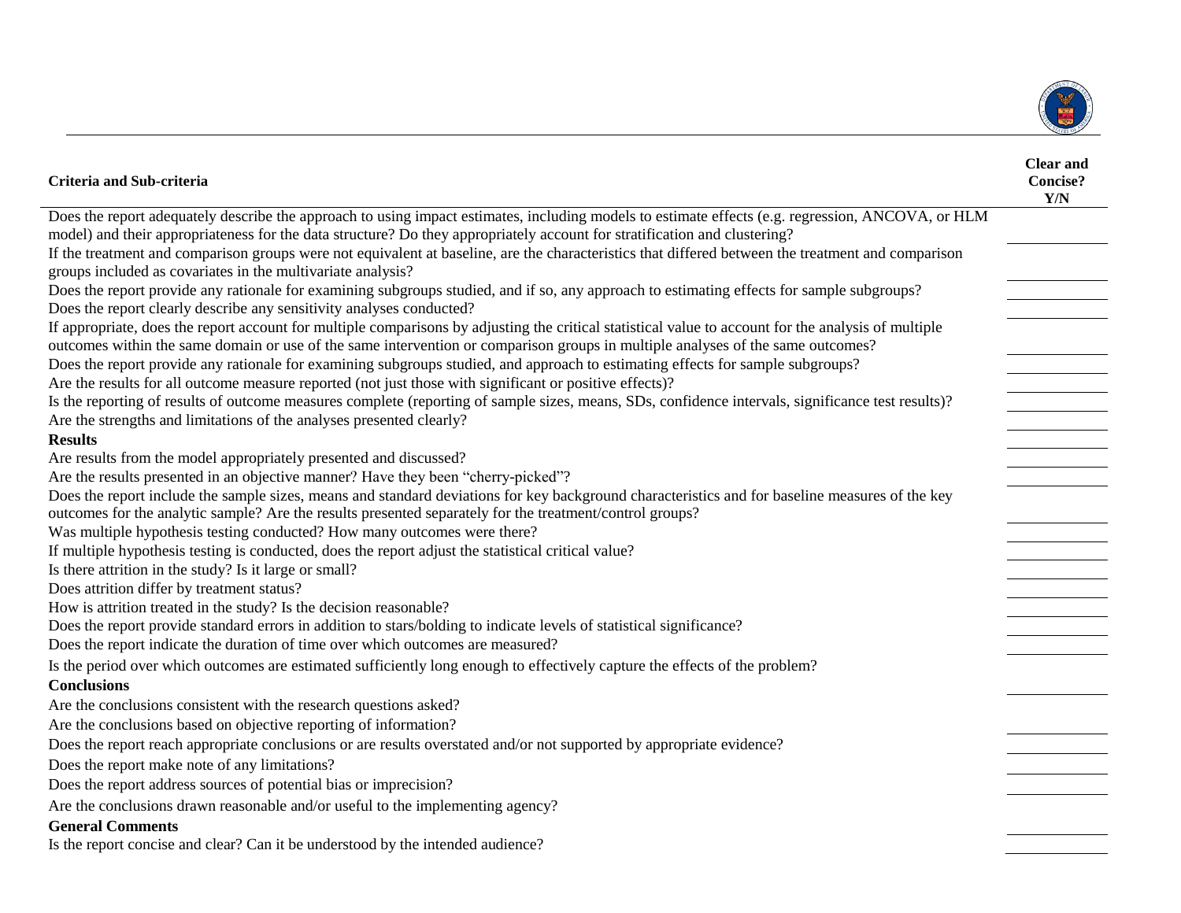| Criteria and Sub-criteria | Clear and Concise? Y/N |
|---|---|
| Does the report adequately describe the approach to using impact estimates, including models to estimate effects (e.g. regression, ANCOVA, or HLM model) and their appropriateness for the data structure? Do they appropriately account for stratification and clustering? | |
| If the treatment and comparison groups were not equivalent at baseline, are the characteristics that differed between the treatment and comparison groups included as covariates in the multivariate analysis? | |
| Does the report provide any rationale for examining subgroups studied, and if so, any approach to estimating effects for sample subgroups? | |
| Does the report clearly describe any sensitivity analyses conducted? | |
| If appropriate, does the report account for multiple comparisons by adjusting the critical statistical value to account for the analysis of multiple outcomes within the same domain or use of the same intervention or comparison groups in multiple analyses of the same outcomes? | |
| Does the report provide any rationale for examining subgroups studied, and approach to estimating effects for sample subgroups? | |
| Are the results for all outcome measure reported (not just those with significant or positive effects)? | |
| Is the reporting of results of outcome measures complete (reporting of sample sizes, means, SDs, confidence intervals, significance test results)? | |
| Are the strengths and limitations of the analyses presented clearly? | |
| **Results** | |
| Are results from the model appropriately presented and discussed? | |
| Are the results presented in an objective manner? Have they been "cherry-picked"? | |
| Does the report include the sample sizes, means and standard deviations for key background characteristics and for baseline measures of the key outcomes for the analytic sample? Are the results presented separately for the treatment/control groups? | |
| Was multiple hypothesis testing conducted? How many outcomes were there? | |
| If multiple hypothesis testing is conducted, does the report adjust the statistical critical value? | |
| Is there attrition in the study? Is it large or small? | |
| Does attrition differ by treatment status? | |
| How is attrition treated in the study? Is the decision reasonable? | |
| Does the report provide standard errors in addition to stars/bolding to indicate levels of statistical significance? | |
| Does the report indicate the duration of time over which outcomes are measured? | |
| Is the period over which outcomes are estimated sufficiently long enough to effectively capture the effects of the problem? | |
| **Conclusions** | |
| Are the conclusions consistent with the research questions asked? | |
| Are the conclusions based on objective reporting of information? | |
| Does the report reach appropriate conclusions or are results overstated and/or not supported by appropriate evidence? | |
| Does the report make note of any limitations? | |
| Does the report address sources of potential bias or imprecision? | |
| Are the conclusions drawn reasonable and/or useful to the implementing agency? | |
| **General Comments** | |
| Is the report concise and clear? Can it be understood by the intended audience? | |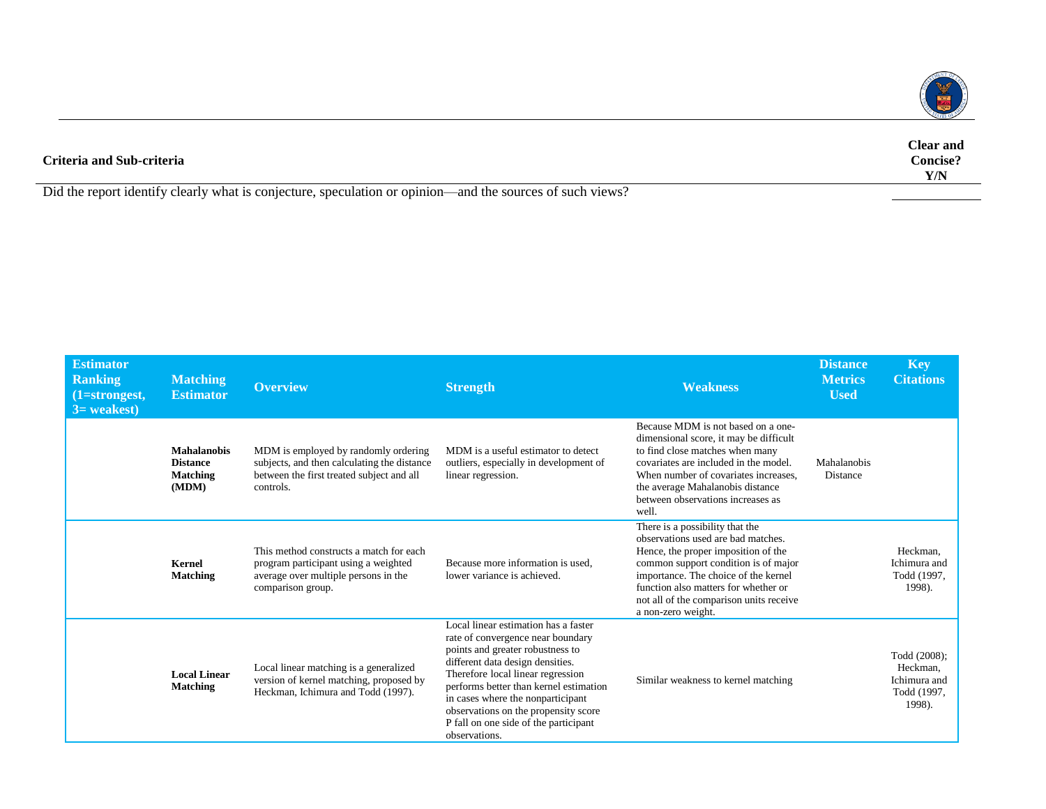| Criteria and Sub-criteria | Clear and Concise? Y/N |
|---|---|
| Did the report identify clearly what is conjecture, speculation or opinion—and the sources of such views? | |

| Estimator Ranking (1=strongest, 3= weakest) | Matching Estimator | Overview | Strength | Weakness | Distance Metrics Used | Key Citations |
|---|---|---|---|---|---|---|
| | **Mahalanobis Distance Matching (MDM)** | MDM is employed by randomly ordering subjects, and then calculating the distance between the first treated subject and all controls. | MDM is a useful estimator to detect outliers, especially in development of linear regression. | Because MDM is not based on a one-dimensional score, it may be difficult to find close matches when many covariates are included in the model. When number of covariates increases, the average Mahalanobis distance between observations increases as well. | Mahalanobis Distance | |
| | **Kernel Matching** | This method constructs a match for each program participant using a weighted average over multiple persons in the comparison group. | Because more information is used, lower variance is achieved. | There is a possibility that the observations used are bad matches. Hence, the proper imposition of the common support condition is of major importance. The choice of the kernel function also matters for whether or not all of the comparison units receive a non-zero weight. | | Heckman, Ichimura and Todd (1997, 1998). |
| | **Local Linear Matching** | Local linear matching is a generalized version of kernel matching, proposed by Heckman, Ichimura and Todd (1997). | Local linear estimation has a faster rate of convergence near boundary points and greater robustness to different data design densities. Therefore local linear regression performs better than kernel estimation in cases where the nonparticipant observations on the propensity score P fall on one side of the participant observations. | Similar weakness to kernel matching | | Todd (2008); Heckman, Ichimura and Todd (1997, 1998). |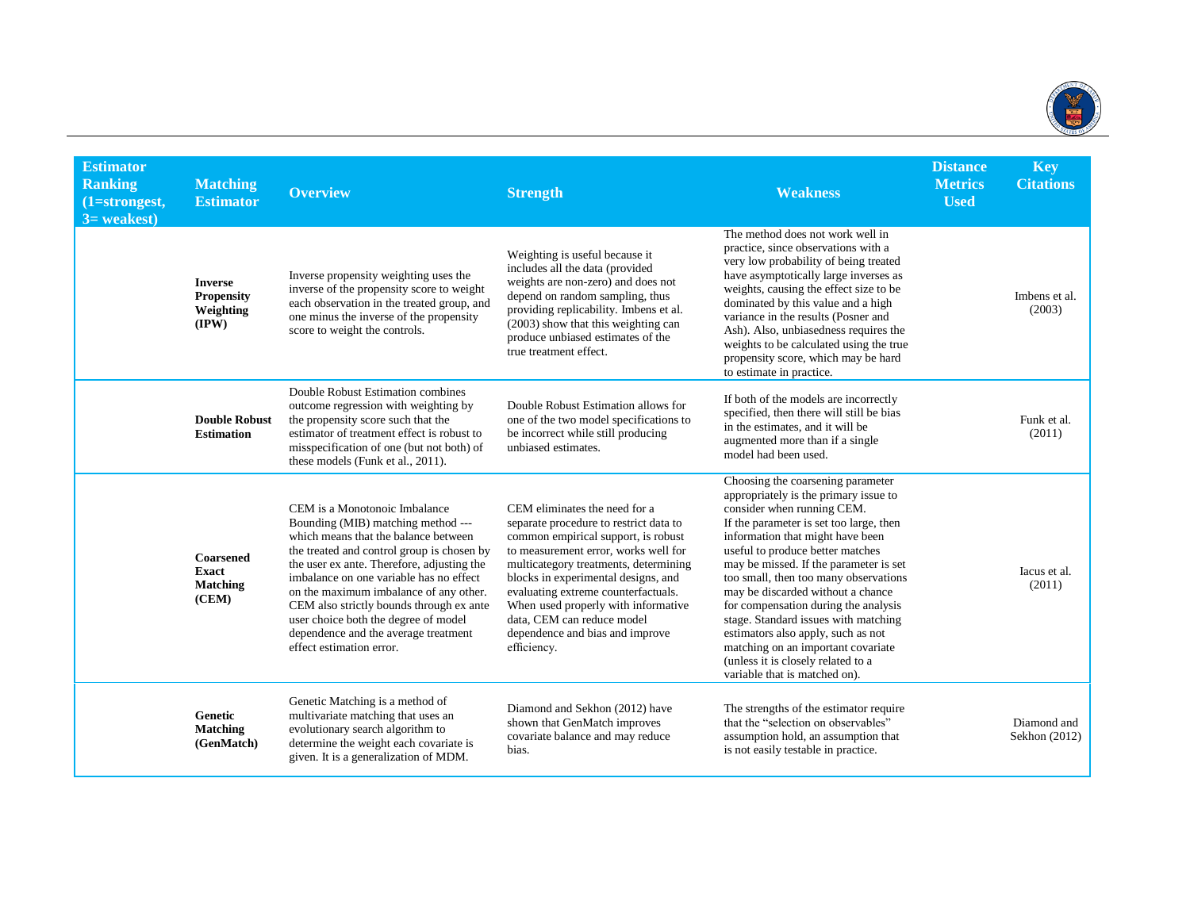| Estimator Ranking (1=strongest, 3= weakest) | Matching Estimator | Overview | Strength | Weakness | Distance Metrics Used | Key Citations |
|---|---|---|---|---|---|---|
| | **Inverse Propensity Weighting (IPW)** | Inverse propensity weighting uses the inverse of the propensity score to weight each observation in the treated group, and one minus the inverse of the propensity score to weight the controls. | Weighting is useful because it includes all the data (provided weights are non-zero) and does not depend on random sampling, thus providing replicability. Imbens et al. (2003) show that this weighting can produce unbiased estimates of the true treatment effect. | The method does not work well in practice, since observations with a very low probability of being treated have asymptotically large inverses as weights, causing the effect size to be dominated by this value and a high variance in the results (Posner and Ash). Also, unbiasedness requires the weights to be calculated using the true propensity score, which may be hard to estimate in practice. | | Imbens et al. (2003) |
| | **Double Robust Estimation** | Double Robust Estimation combines outcome regression with weighting by the propensity score such that the estimator of treatment effect is robust to misspecification of one (but not both) of these models (Funk et al., 2011). | Double Robust Estimation allows for one of the two model specifications to be incorrect while still producing unbiased estimates. | If both of the models are incorrectly specified, then there will still be bias in the estimates, and it will be augmented more than if a single model had been used. | | Funk et al. (2011) |
| | **Coarsened Exact Matching (CEM)** | CEM is a Monotonoic Imbalance Bounding (MIB) matching method --- which means that the balance between the treated and control group is chosen by the user ex ante. Therefore, adjusting the imbalance on one variable has no effect on the maximum imbalance of any other. CEM also strictly bounds through ex ante user choice both the degree of model dependence and the average treatment effect estimation error. | CEM eliminates the need for a separate procedure to restrict data to common empirical support, is robust to measurement error, works well for multicategory treatments, determining blocks in experimental designs, and evaluating extreme counterfactuals. When used properly with informative data, CEM can reduce model dependence and bias and improve efficiency. | Choosing the coarsening parameter appropriately is the primary issue to consider when running CEM. If the parameter is set too large, then information that might have been useful to produce better matches may be missed. If the parameter is set too small, then too many observations may be discarded without a chance for compensation during the analysis stage. Standard issues with matching estimators also apply, such as not matching on an important covariate (unless it is closely related to a variable that is matched on). | | Iacus et al. (2011) |
| | **Genetic Matching (GenMatch)** | Genetic Matching is a method of multivariate matching that uses an evolutionary search algorithm to determine the weight each covariate is given. It is a generalization of MDM. | Diamond and Sekhon (2012) have shown that GenMatch improves covariate balance and may reduce bias. | The strengths of the estimator require that the "selection on observables" assumption hold, an assumption that is not easily testable in practice. | | Diamond and Sekhon (2012) |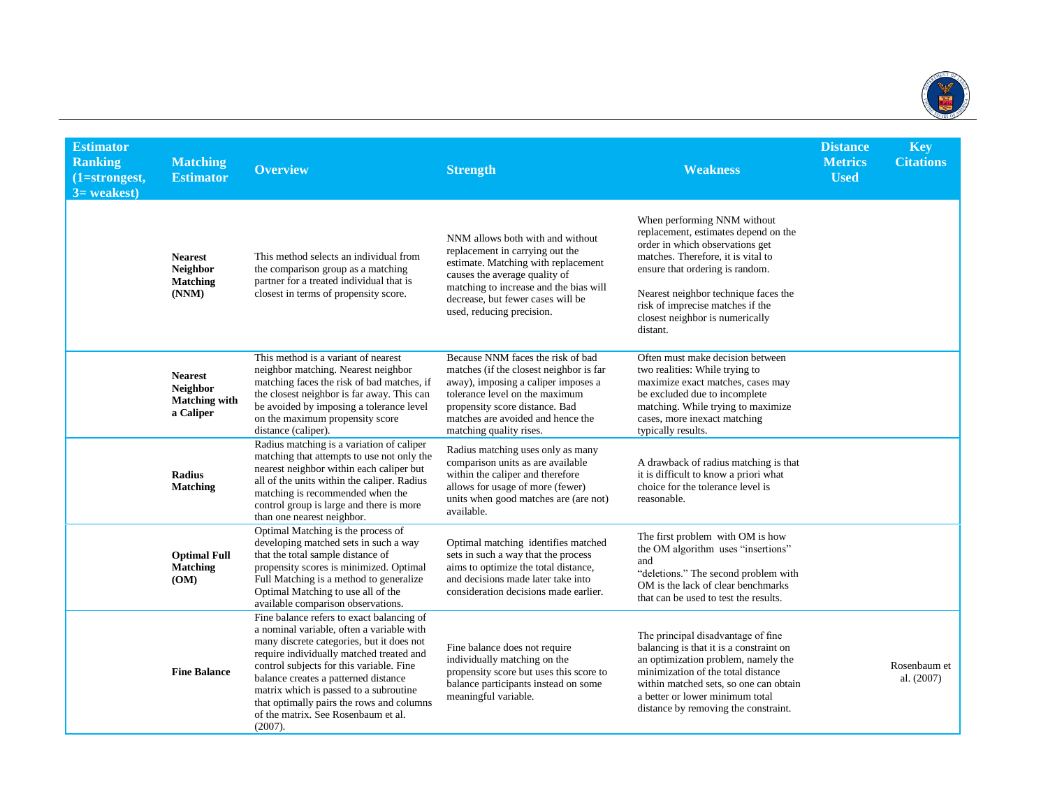| Estimator Ranking (1=strongest, 3= weakest) | Matching Estimator | Overview | Strength | Weakness | Distance Metrics Used | Key Citations |
|---|---|---|---|---|---|---|
| | **Nearest Neighbor Matching (NNM)** | This method selects an individual from the comparison group as a matching partner for a treated individual that is closest in terms of propensity score. | NNM allows both with and without replacement in carrying out the estimate. Matching with replacement causes the average quality of matching to increase and the bias will decrease, but fewer cases will be used, reducing precision. | When performing NNM without replacement, estimates depend on the order in which observations get matches. Therefore, it is vital to ensure that ordering is random.<br><br>Nearest neighbor technique faces the risk of imprecise matches if the closest neighbor is numerically distant. | | |
| | **Nearest Neighbor Matching with a Caliper** | This method is a variant of nearest neighbor matching. Nearest neighbor matching faces the risk of bad matches, if the closest neighbor is far away. This can be avoided by imposing a tolerance level on the maximum propensity score distance (caliper). | Because NNM faces the risk of bad matches (if the closest neighbor is far away), imposing a caliper imposes a tolerance level on the maximum propensity score distance. Bad matches are avoided and hence the matching quality rises. | Often must make decision between two realities: While trying to maximize exact matches, cases may be excluded due to incomplete matching. While trying to maximize cases, more inexact matching typically results. | | |
| | **Radius Matching** | Radius matching is a variation of caliper matching that attempts to use not only the nearest neighbor within each caliper but all of the units within the caliper. Radius matching is recommended when the control group is large and there is more than one nearest neighbor. | Radius matching uses only as many comparison units as are available within the caliper and therefore allows for usage of more (fewer) units when good matches are (are not) available. | A drawback of radius matching is that it is difficult to know a priori what choice for the tolerance level is reasonable. | | |
| | **Optimal Full Matching (OM)** | Optimal Matching is the process of developing matched sets in such a way that the total sample distance of propensity scores is minimized. Optimal Full Matching is a method to generalize Optimal Matching to use all of the available comparison observations. | Optimal matching identifies matched sets in such a way that the process aims to optimize the total distance, and decisions made later take into consideration decisions made earlier. | The first problem with OM is how the OM algorithm uses "insertions" and "deletions." The second problem with OM is the lack of clear benchmarks that can be used to test the results. | | |
| | **Fine Balance** | Fine balance refers to exact balancing of a nominal variable, often a variable with many discrete categories, but it does not require individually matched treated and control subjects for this variable. Fine balance creates a patterned distance matrix which is passed to a subroutine that optimally pairs the rows and columns of the matrix. See Rosenbaum et al. (2007). | Fine balance does not require individually matching on the propensity score but uses this score to balance participants instead on some meaningful variable. | The principal disadvantage of fine balancing is that it is a constraint on an optimization problem, namely the minimization of the total distance within matched sets, so one can obtain a better or lower minimum total distance by removing the constraint. | | Rosenbaum et al. (2007) |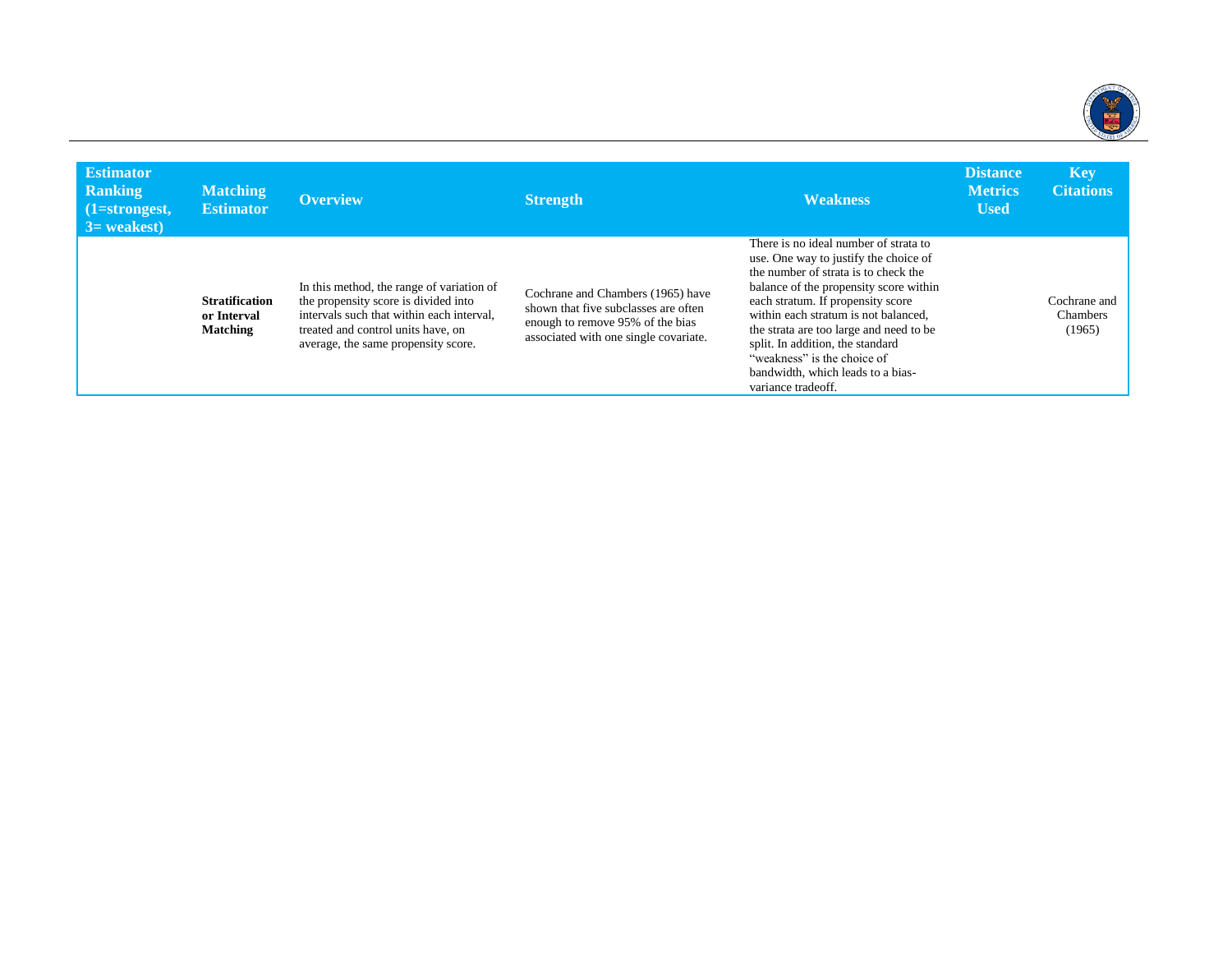| Estimator Ranking (1=strongest, 3= weakest) | Matching Estimator | Overview | Strength | Weakness | Distance Metrics Used | Key Citations |
|---|---|---|---|---|---|---|
| | **Stratification or Interval Matching** | In this method, the range of variation of the propensity score is divided into intervals such that within each interval, treated and control units have, on average, the same propensity score. | Cochrane and Chambers (1965) have shown that five subclasses are often enough to remove 95% of the bias associated with one single covariate. | There is no ideal number of strata to use. One way to justify the choice of the number of strata is to check the balance of the propensity score within each stratum. If propensity score within each stratum is not balanced, the strata are too large and need to be split. In addition, the standard "weakness" is the choice of bandwidth, which leads to a bias-variance tradeoff. | | Cochrane and Chambers (1965) |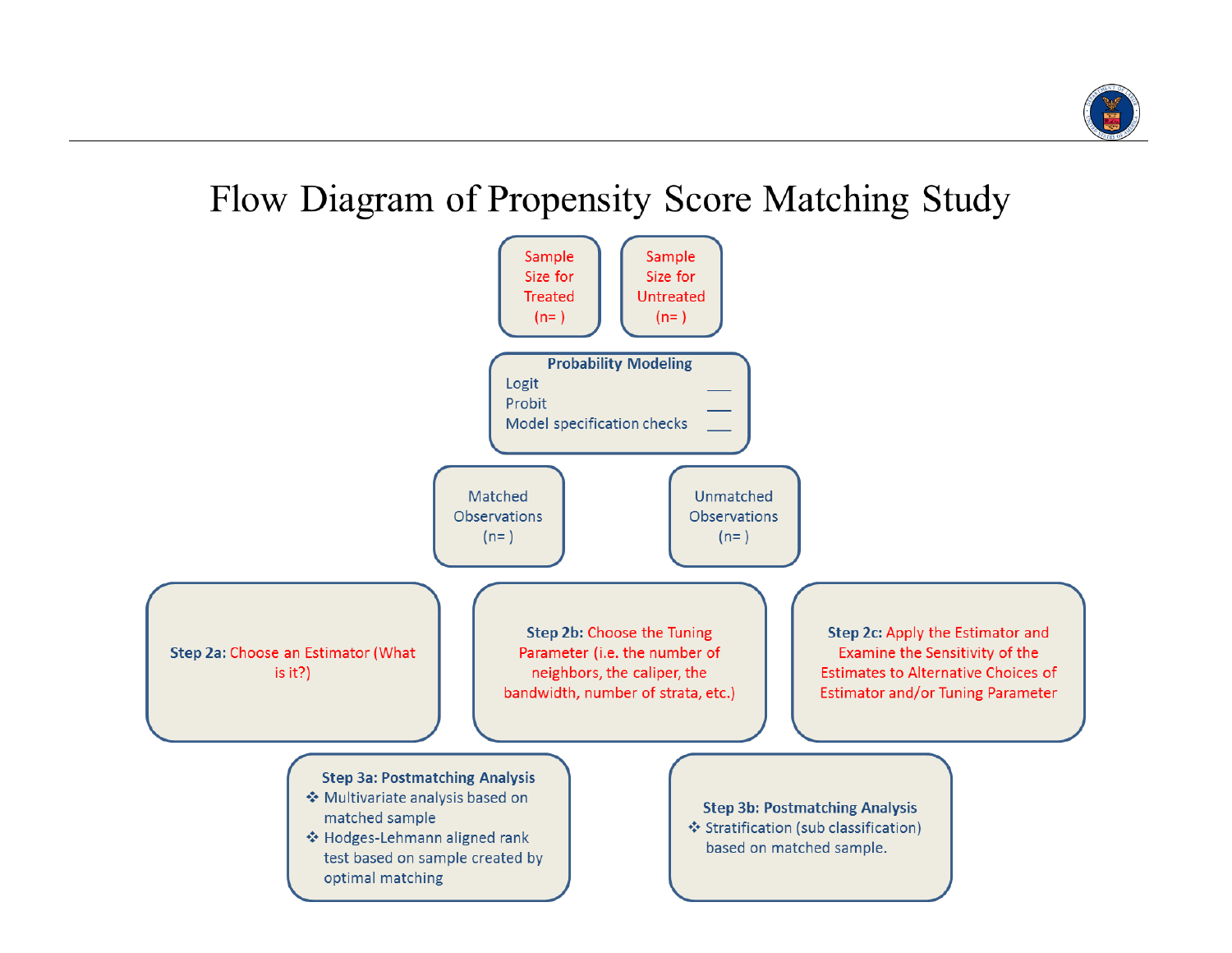# Flow Diagram of Propensity Score Matching Study

Sample Size for Treated (n= )

Sample Size for Untreated (n= )

**Probability Modeling**

- Logit ___
- Probit ___
- Model specification checks ___

Matched Observations (n= )

Unmatched Observations (n= )

**Step 2a:** Choose an Estimator (What is it?)

**Step 2b:** Choose the Tuning Parameter (i.e. the number of neighbors, the caliper, the bandwidth, number of strata, etc.)

**Step 2c:** Apply the Estimator and Examine the Sensitivity of the Estimates to Alternative Choices of Estimator and/or Tuning Parameter

**Step 3a: Postmatching Analysis**

- Multivariate analysis based on matched sample
- Hodges-Lehmann aligned rank test based on sample created by optimal matching

**Step 3b: Postmatching Analysis**

- Stratification (sub classification) based on matched sample.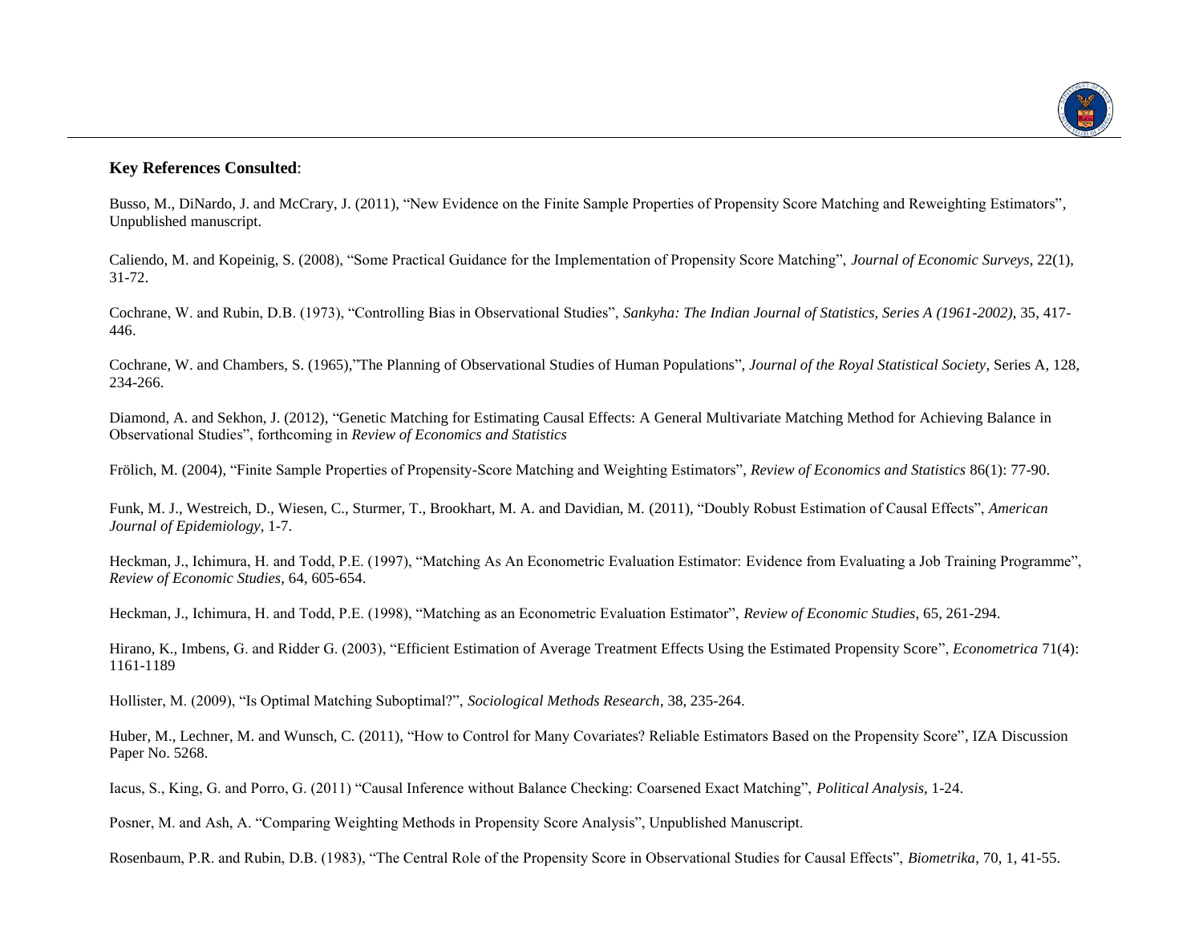**Key References Consulted**:

Busso, M., DiNardo, J. and McCrary, J. (2011), "New Evidence on the Finite Sample Properties of Propensity Score Matching and Reweighting Estimators", Unpublished manuscript.

Caliendo, M. and Kopeinig, S. (2008), "Some Practical Guidance for the Implementation of Propensity Score Matching", *Journal of Economic Surveys*, 22(1), 31-72.

Cochrane, W. and Rubin, D.B. (1973), "Controlling Bias in Observational Studies", *Sankyha: The Indian Journal of Statistics, Series A (1961-2002)*, 35, 417-446.

Cochrane, W. and Chambers, S. (1965),"The Planning of Observational Studies of Human Populations", *Journal of the Royal Statistical Society*, Series A, 128, 234-266.

Diamond, A. and Sekhon, J. (2012), "Genetic Matching for Estimating Causal Effects: A General Multivariate Matching Method for Achieving Balance in Observational Studies", forthcoming in *Review of Economics and Statistics*

Frölich, M. (2004), "Finite Sample Properties of Propensity-Score Matching and Weighting Estimators", *Review of Economics and Statistics* 86(1): 77-90.

Funk, M. J., Westreich, D., Wiesen, C., Sturmer, T., Brookhart, M. A. and Davidian, M. (2011), "Doubly Robust Estimation of Causal Effects", *American Journal of Epidemiology*, 1-7.

Heckman, J., Ichimura, H. and Todd, P.E. (1997), "Matching As An Econometric Evaluation Estimator: Evidence from Evaluating a Job Training Programme", *Review of Economic Studies*, 64, 605-654.

Heckman, J., Ichimura, H. and Todd, P.E. (1998), "Matching as an Econometric Evaluation Estimator", *Review of Economic Studies*, 65, 261-294.

Hirano, K., Imbens, G. and Ridder G. (2003), "Efficient Estimation of Average Treatment Effects Using the Estimated Propensity Score", *Econometrica* 71(4): 1161-1189

Hollister, M. (2009), "Is Optimal Matching Suboptimal?", *Sociological Methods Research*, 38, 235-264.

Huber, M., Lechner, M. and Wunsch, C. (2011), "How to Control for Many Covariates? Reliable Estimators Based on the Propensity Score", IZA Discussion Paper No. 5268.

Iacus, S., King, G. and Porro, G. (2011) "Causal Inference without Balance Checking: Coarsened Exact Matching", *Political Analysis*, 1-24.

Posner, M. and Ash, A. "Comparing Weighting Methods in Propensity Score Analysis", Unpublished Manuscript.

Rosenbaum, P.R. and Rubin, D.B. (1983), "The Central Role of the Propensity Score in Observational Studies for Causal Effects", *Biometrika*, 70, 1, 41-55.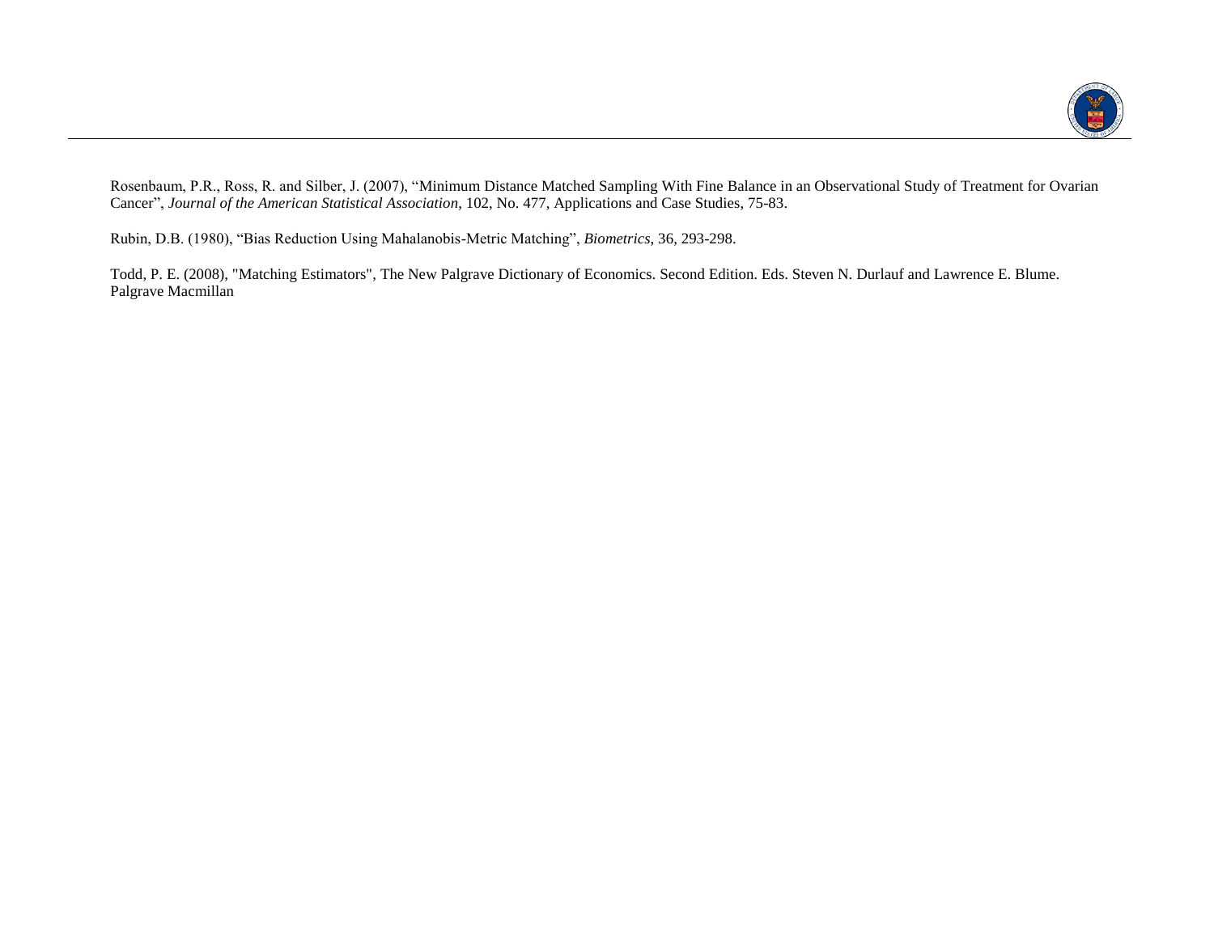Rosenbaum, P.R., Ross, R. and Silber, J. (2007), "Minimum Distance Matched Sampling With Fine Balance in an Observational Study of Treatment for Ovarian Cancer", *Journal of the American Statistical Association*, 102, No. 477, Applications and Case Studies, 75-83.

Rubin, D.B. (1980), "Bias Reduction Using Mahalanobis-Metric Matching", *Biometrics*, 36, 293-298.

Todd, P. E. (2008), "Matching Estimators", The New Palgrave Dictionary of Economics. Second Edition. Eds. Steven N. Durlauf and Lawrence E. Blume. Palgrave Macmillan